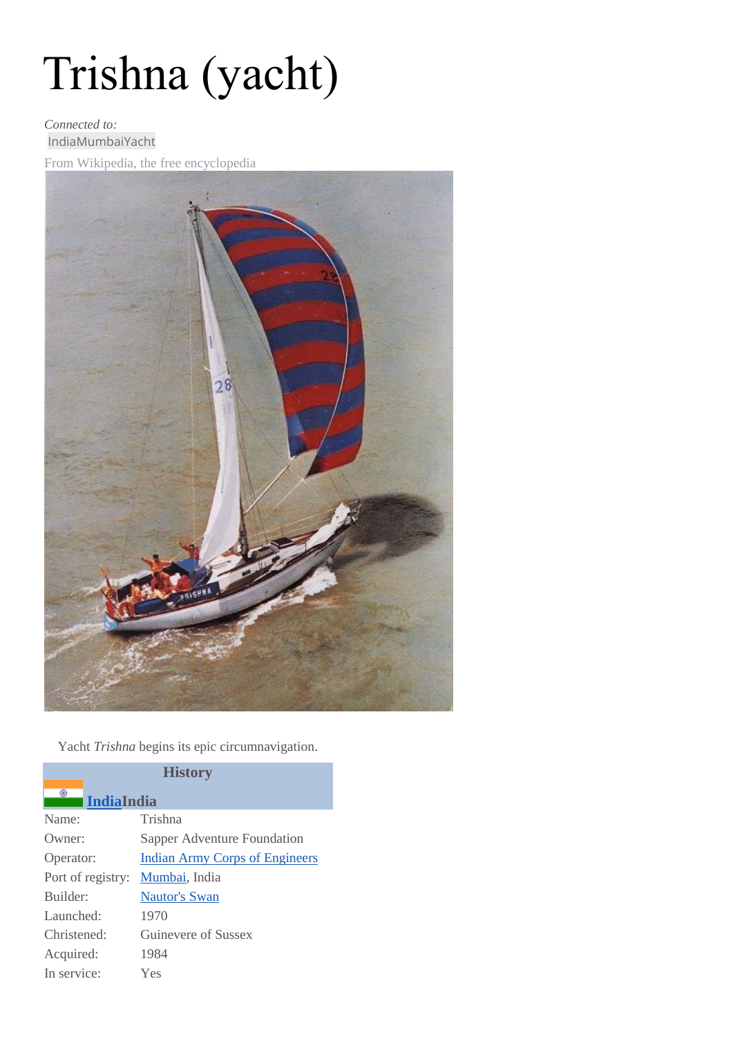# Trishna (yacht)

*Connected to:*
IndiaMumbaiYacht

From Wikipedia, the free encyclopedia

Yacht *Trishna* begins its epic circumnavigation.

| History | |
|---|---|
| **India**India | |
| Name: | Trishna |
| Owner: | Sapper Adventure Foundation |
| Operator: | Indian Army Corps of Engineers |
| Port of registry: | Mumbai, India |
| Builder: | Nautor's Swan |
| Launched: | 1970 |
| Christened: | Guinevere of Sussex |
| Acquired: | 1984 |
| In service: | Yes |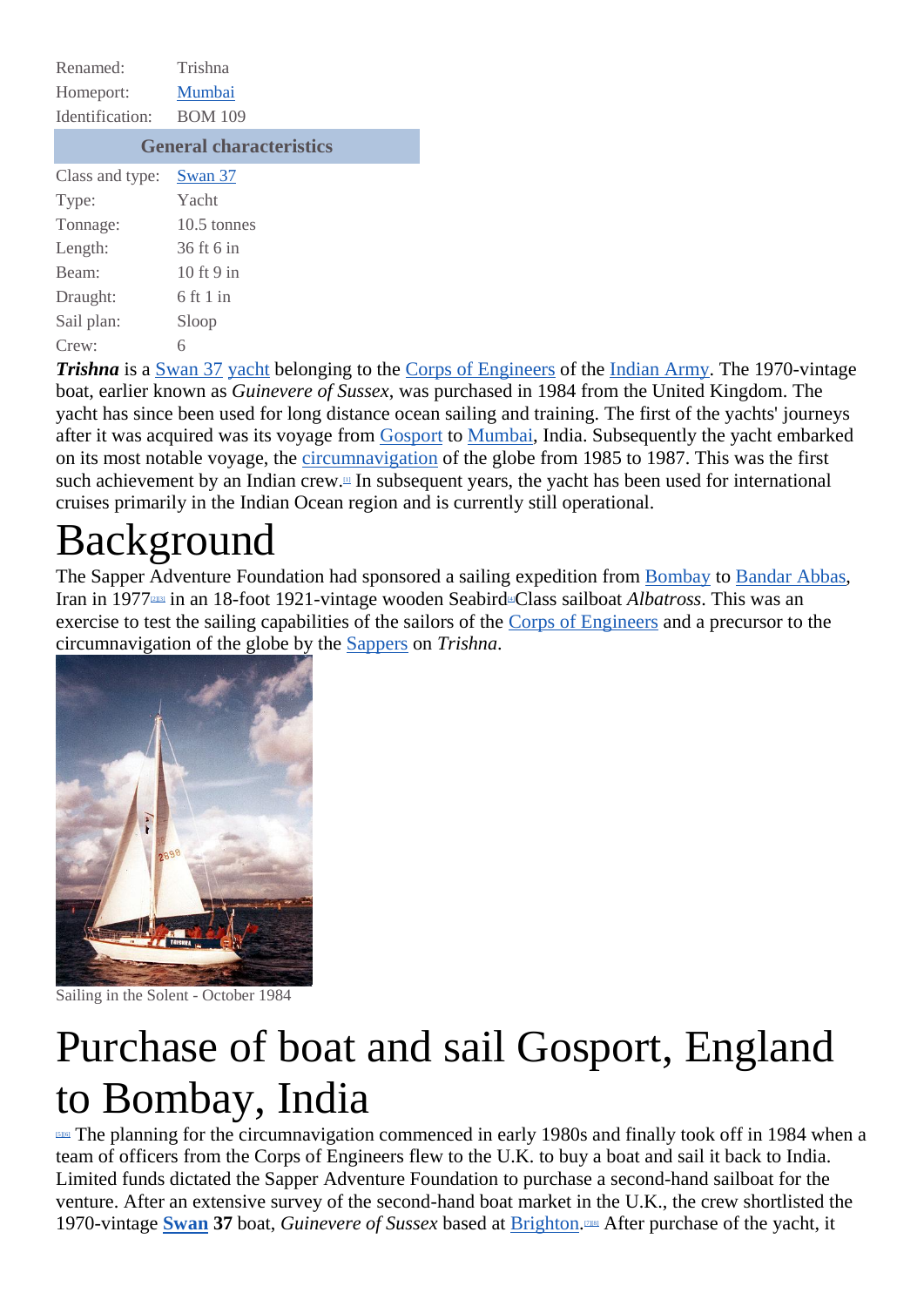| | |
|---|---|
| Renamed: | Trishna |
| Homeport: | Mumbai |
| Identification: | BOM 109 |
| **General characteristics** | |
| Class and type: | Swan 37 |
| Type: | Yacht |
| Tonnage: | 10.5 tonnes |
| Length: | 36 ft 6 in |
| Beam: | 10 ft 9 in |
| Draught: | 6 ft 1 in |
| Sail plan: | Sloop |
| Crew: | 6 |

***Trishna*** is a Swan 37 yacht belonging to the Corps of Engineers of the Indian Army. The 1970-vintage boat, earlier known as *Guinevere of Sussex*, was purchased in 1984 from the United Kingdom. The yacht has since been used for long distance ocean sailing and training. The first of the yachts' journeys after it was acquired was its voyage from Gosport to Mumbai, India. Subsequently the yacht embarked on its most notable voyage, the circumnavigation of the globe from 1985 to 1987. This was the first such achievement by an Indian crew.[1] In subsequent years, the yacht has been used for international cruises primarily in the Indian Ocean region and is currently still operational.

# Background

The Sapper Adventure Foundation had sponsored a sailing expedition from Bombay to Bandar Abbas, Iran in 1977[2][3] in an 18-foot 1921-vintage wooden Seabird[4]Class sailboat *Albatross*. This was an exercise to test the sailing capabilities of the sailors of the Corps of Engineers and a precursor to the circumnavigation of the globe by the Sappers on *Trishna*.

Sailing in the Solent - October 1984

# Purchase of boat and sail Gosport, England to Bombay, India

[5][6] The planning for the circumnavigation commenced in early 1980s and finally took off in 1984 when a team of officers from the Corps of Engineers flew to the U.K. to buy a boat and sail it back to India. Limited funds dictated the Sapper Adventure Foundation to purchase a second-hand sailboat for the venture. After an extensive survey of the second-hand boat market in the U.K., the crew shortlisted the 1970-vintage **Swan 37** boat, *Guinevere of Sussex* based at Brighton.[7][8] After purchase of the yacht, it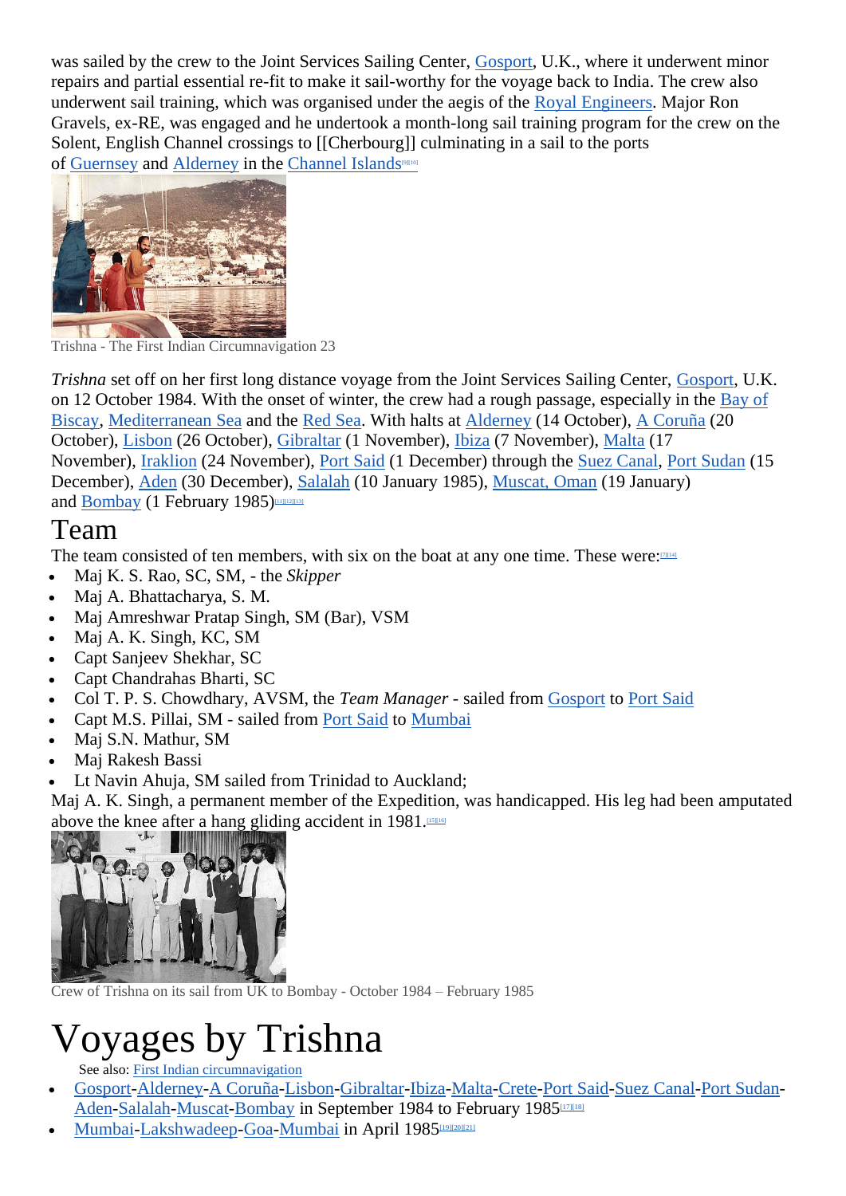was sailed by the crew to the Joint Services Sailing Center, Gosport, U.K., where it underwent minor repairs and partial essential re-fit to make it sail-worthy for the voyage back to India. The crew also underwent sail training, which was organised under the aegis of the Royal Engineers. Major Ron Gravels, ex-RE, was engaged and he undertook a month-long sail training program for the crew on the Solent, English Channel crossings to [[Cherbourg]] culminating in a sail to the ports of Guernsey and Alderney in the Channel Islands[9][10]

Trishna - The First Indian Circumnavigation 23

*Trishna* set off on her first long distance voyage from the Joint Services Sailing Center, Gosport, U.K. on 12 October 1984. With the onset of winter, the crew had a rough passage, especially in the Bay of Biscay, Mediterranean Sea and the Red Sea. With halts at Alderney (14 October), A Coruña (20 October), Lisbon (26 October), Gibraltar (1 November), Ibiza (7 November), Malta (17 November), Iraklion (24 November), Port Said (1 December) through the Suez Canal, Port Sudan (15 December), Aden (30 December), Salalah (10 January 1985), Muscat, Oman (19 January) and Bombay (1 February 1985)[11][12][13]

## Team

The team consisted of ten members, with six on the boat at any one time. These were:[7][14]

- Maj K. S. Rao, SC, SM, - the *Skipper*
- Maj A. Bhattacharya, S. M.
- Maj Amreshwar Pratap Singh, SM (Bar), VSM
- Maj A. K. Singh, KC, SM
- Capt Sanjeev Shekhar, SC
- Capt Chandrahas Bharti, SC
- Col T. P. S. Chowdhary, AVSM, the *Team Manager* - sailed from Gosport to Port Said
- Capt M.S. Pillai, SM - sailed from Port Said to Mumbai
- Maj S.N. Mathur, SM
- Maj Rakesh Bassi
- Lt Navin Ahuja, SM sailed from Trinidad to Auckland;

Maj A. K. Singh, a permanent member of the Expedition, was handicapped. His leg had been amputated above the knee after a hang gliding accident in 1981.[15][16]

Crew of Trishna on its sail from UK to Bombay - October 1984 – February 1985

# Voyages by Trishna

See also: First Indian circumnavigation

- Gosport-Alderney-A Coruña-Lisbon-Gibraltar-Ibiza-Malta-Crete-Port Said-Suez Canal-Port Sudan-Aden-Salalah-Muscat-Bombay in September 1984 to February 1985[17][18]
- Mumbai-Lakshwadeep-Goa-Mumbai in April 1985[19][20][21]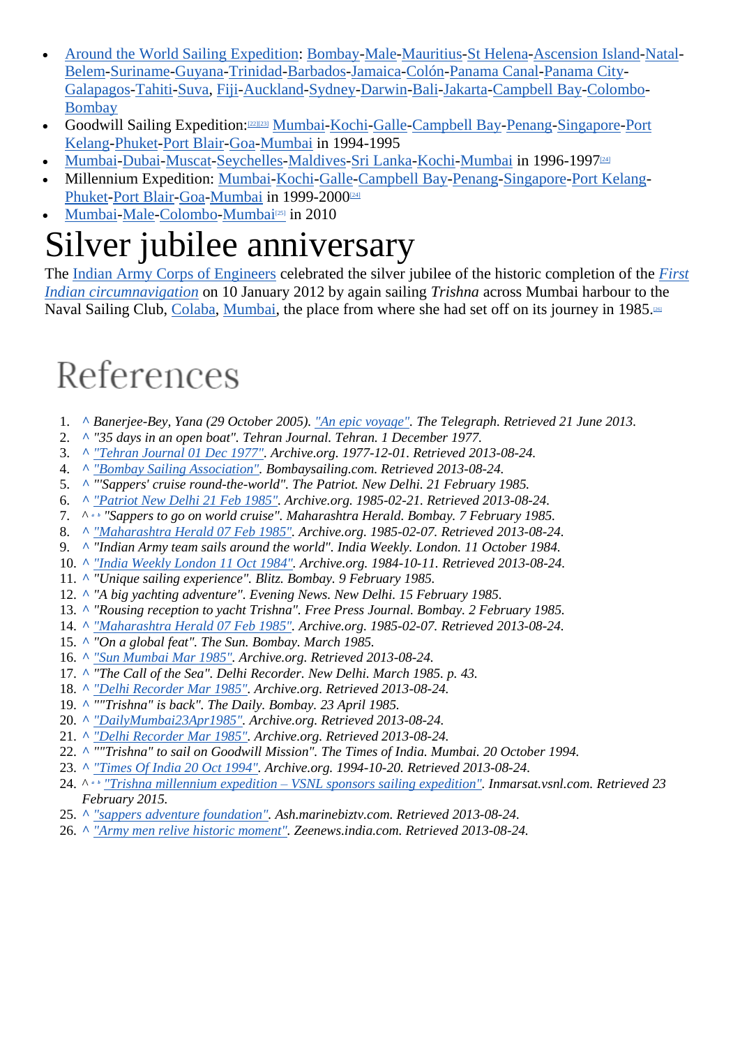- Around the World Sailing Expedition: Bombay-Male-Mauritius-St Helena-Ascension Island-Natal-Belem-Suriname-Guyana-Trinidad-Barbados-Jamaica-Colón-Panama Canal-Panama City-Galapagos-Tahiti-Suva, Fiji-Auckland-Sydney-Darwin-Bali-Jakarta-Campbell Bay-Colombo-Bombay
- Goodwill Sailing Expedition:[22][23] Mumbai-Kochi-Galle-Campbell Bay-Penang-Singapore-Port Kelang-Phuket-Port Blair-Goa-Mumbai in 1994-1995
- Mumbai-Dubai-Muscat-Seychelles-Maldives-Sri Lanka-Kochi-Mumbai in 1996-1997[24]
- Millennium Expedition: Mumbai-Kochi-Galle-Campbell Bay-Penang-Singapore-Port Kelang-Phuket-Port Blair-Goa-Mumbai in 1999-2000[24]
- Mumbai-Male-Colombo-Mumbai[25] in 2010

# Silver jubilee anniversary

The Indian Army Corps of Engineers celebrated the silver jubilee of the historic completion of the *First Indian circumnavigation* on 10 January 2012 by again sailing *Trishna* across Mumbai harbour to the Naval Sailing Club, Colaba, Mumbai, the place from where she had set off on its journey in 1985.[26]

# References

1. ^ *Banerjee-Bey, Yana (29 October 2005). "An epic voyage". The Telegraph. Retrieved 21 June 2013.*
2. ^ *"35 days in an open boat". Tehran Journal. Tehran. 1 December 1977.*
3. ^ *"Tehran Journal 01 Dec 1977". Archive.org. 1977-12-01. Retrieved 2013-08-24.*
4. ^ *"Bombay Sailing Association". Bombaysailing.com. Retrieved 2013-08-24.*
5. ^ *"'Sappers' cruise round-the-world". The Patriot. New Delhi. 21 February 1985.*
6. ^ *"Patriot New Delhi 21 Feb 1985". Archive.org. 1985-02-21. Retrieved 2013-08-24.*
7. ^ a b *"Sappers to go on world cruise". Maharashtra Herald. Bombay. 7 February 1985.*
8. ^ *"Maharashtra Herald 07 Feb 1985". Archive.org. 1985-02-07. Retrieved 2013-08-24.*
9. ^ *"Indian Army team sails around the world". India Weekly. London. 11 October 1984.*
10. ^ *"India Weekly London 11 Oct 1984". Archive.org. 1984-10-11. Retrieved 2013-08-24.*
11. ^ *"Unique sailing experience". Blitz. Bombay. 9 February 1985.*
12. ^ *"A big yachting adventure". Evening News. New Delhi. 15 February 1985.*
13. ^ *"Rousing reception to yacht Trishna". Free Press Journal. Bombay. 2 February 1985.*
14. ^ *"Maharashtra Herald 07 Feb 1985". Archive.org. 1985-02-07. Retrieved 2013-08-24.*
15. ^ *"On a global feat". The Sun. Bombay. March 1985.*
16. ^ *"Sun Mumbai Mar 1985". Archive.org. Retrieved 2013-08-24.*
17. ^ *"The Call of the Sea". Delhi Recorder. New Delhi. March 1985. p. 43.*
18. ^ *"Delhi Recorder Mar 1985". Archive.org. Retrieved 2013-08-24.*
19. ^ *""Trishna" is back". The Daily. Bombay. 23 April 1985.*
20. ^ *"DailyMumbai23Apr1985". Archive.org. Retrieved 2013-08-24.*
21. ^ *"Delhi Recorder Mar 1985". Archive.org. Retrieved 2013-08-24.*
22. ^ *""Trishna" to sail on Goodwill Mission". The Times of India. Mumbai. 20 October 1994.*
23. ^ *"Times Of India 20 Oct 1994". Archive.org. 1994-10-20. Retrieved 2013-08-24.*
24. ^ a b *"Trishna millennium expedition – VSNL sponsors sailing expedition". Inmarsat.vsnl.com. Retrieved 23 February 2015.*
25. ^ *"sappers adventure foundation". Ash.marinebiztv.com. Retrieved 2013-08-24.*
26. ^ *"Army men relive historic moment". Zeenews.india.com. Retrieved 2013-08-24.*